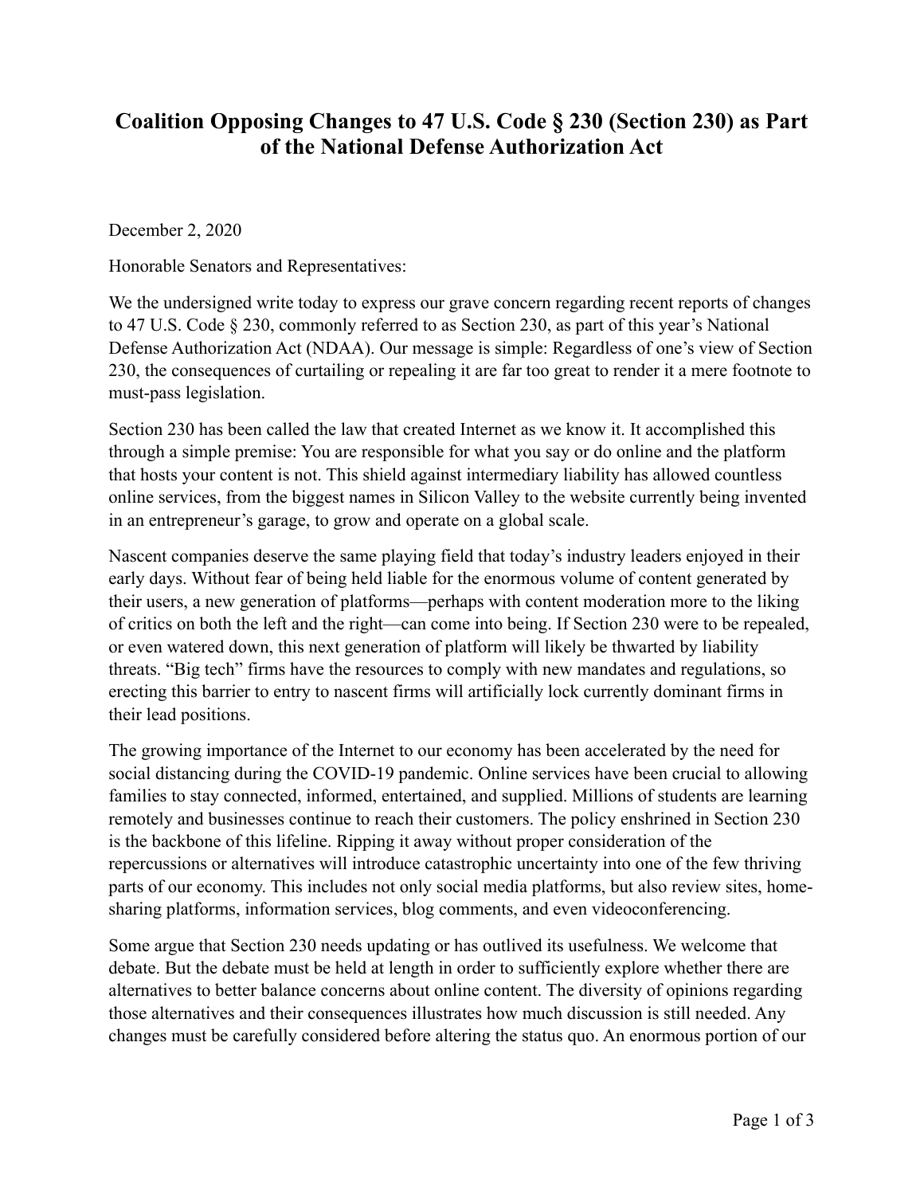# Coalition Opposing Changes to 47 U.S. Code § 230 (Section 230) as Part of the National Defense Authorization Act

December 2, 2020

Honorable Senators and Representatives:

We the undersigned write today to express our grave concern regarding recent reports of changes to 47 U.S. Code § 230, commonly referred to as Section 230, as part of this year's National Defense Authorization Act (NDAA). Our message is simple: Regardless of one's view of Section 230, the consequences of curtailing or repealing it are far too great to render it a mere footnote to must-pass legislation.

Section 230 has been called the law that created Internet as we know it. It accomplished this through a simple premise: You are responsible for what you say or do online and the platform that hosts your content is not. This shield against intermediary liability has allowed countless online services, from the biggest names in Silicon Valley to the website currently being invented in an entrepreneur's garage, to grow and operate on a global scale.

Nascent companies deserve the same playing field that today's industry leaders enjoyed in their early days. Without fear of being held liable for the enormous volume of content generated by their users, a new generation of platforms—perhaps with content moderation more to the liking of critics on both the left and the right—can come into being. If Section 230 were to be repealed, or even watered down, this next generation of platform will likely be thwarted by liability threats. "Big tech" firms have the resources to comply with new mandates and regulations, so erecting this barrier to entry to nascent firms will artificially lock currently dominant firms in their lead positions.

The growing importance of the Internet to our economy has been accelerated by the need for social distancing during the COVID-19 pandemic. Online services have been crucial to allowing families to stay connected, informed, entertained, and supplied. Millions of students are learning remotely and businesses continue to reach their customers. The policy enshrined in Section 230 is the backbone of this lifeline. Ripping it away without proper consideration of the repercussions or alternatives will introduce catastrophic uncertainty into one of the few thriving parts of our economy. This includes not only social media platforms, but also review sites, home-sharing platforms, information services, blog comments, and even videoconferencing.

Some argue that Section 230 needs updating or has outlived its usefulness. We welcome that debate. But the debate must be held at length in order to sufficiently explore whether there are alternatives to better balance concerns about online content. The diversity of opinions regarding those alternatives and their consequences illustrates how much discussion is still needed. Any changes must be carefully considered before altering the status quo. An enormous portion of our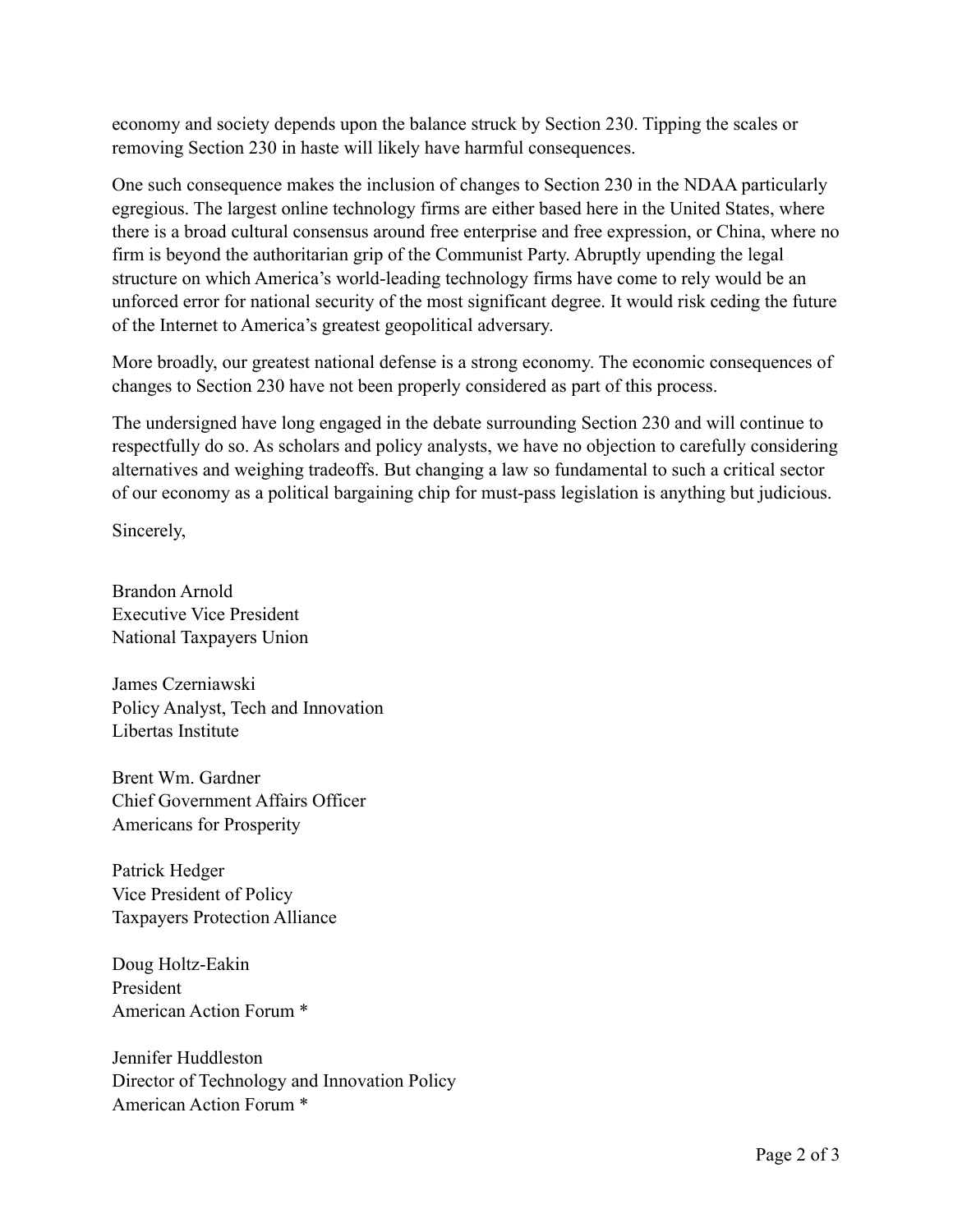economy and society depends upon the balance struck by Section 230. Tipping the scales or removing Section 230 in haste will likely have harmful consequences.

One such consequence makes the inclusion of changes to Section 230 in the NDAA particularly egregious. The largest online technology firms are either based here in the United States, where there is a broad cultural consensus around free enterprise and free expression, or China, where no firm is beyond the authoritarian grip of the Communist Party. Abruptly upending the legal structure on which America's world-leading technology firms have come to rely would be an unforced error for national security of the most significant degree. It would risk ceding the future of the Internet to America's greatest geopolitical adversary.

More broadly, our greatest national defense is a strong economy. The economic consequences of changes to Section 230 have not been properly considered as part of this process.

The undersigned have long engaged in the debate surrounding Section 230 and will continue to respectfully do so. As scholars and policy analysts, we have no objection to carefully considering alternatives and weighing tradeoffs. But changing a law so fundamental to such a critical sector of our economy as a political bargaining chip for must-pass legislation is anything but judicious.

Sincerely,

Brandon Arnold  
Executive Vice President  
National Taxpayers Union

James Czerniawski  
Policy Analyst, Tech and Innovation  
Libertas Institute

Brent Wm. Gardner  
Chief Government Affairs Officer  
Americans for Prosperity

Patrick Hedger  
Vice President of Policy  
Taxpayers Protection Alliance

Doug Holtz-Eakin  
President  
American Action Forum *

Jennifer Huddleston  
Director of Technology and Innovation Policy  
American Action Forum *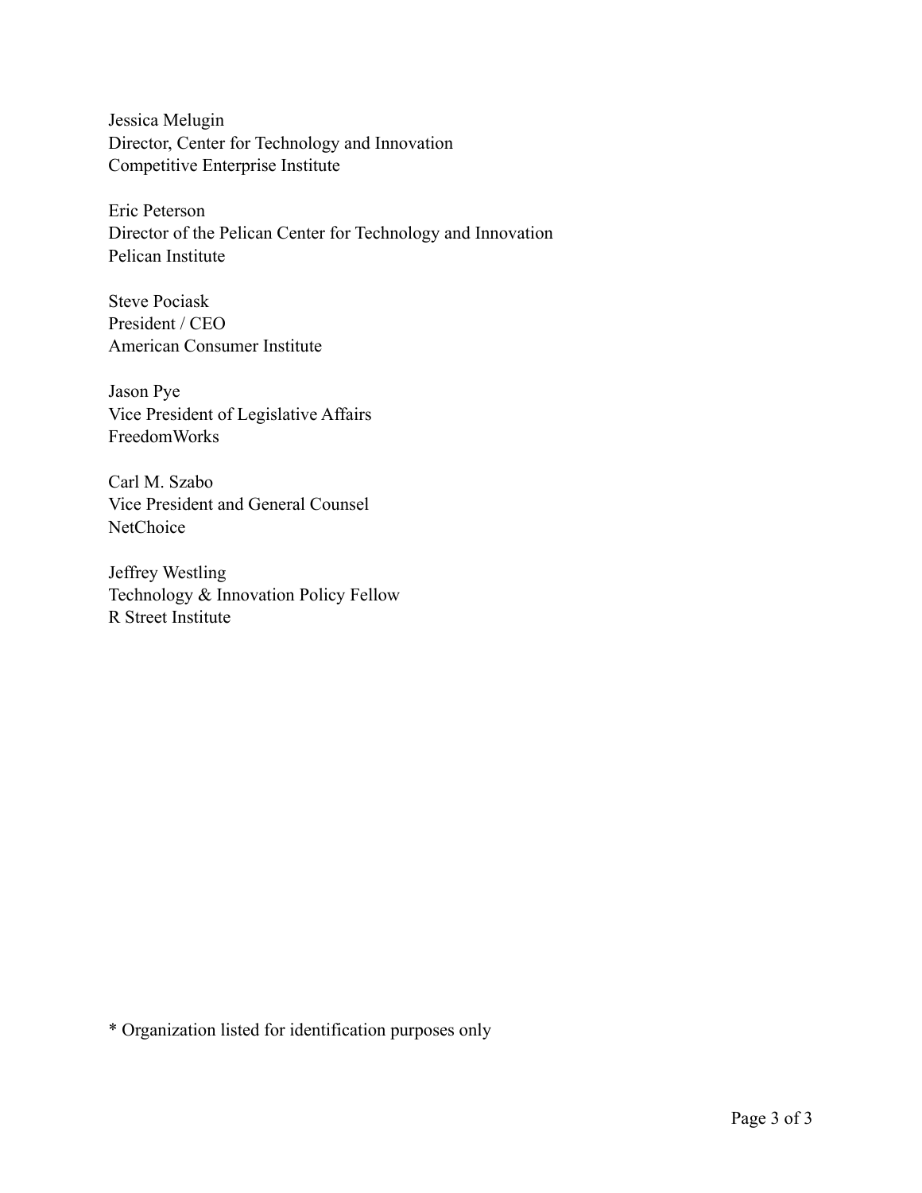Jessica Melugin
Director, Center for Technology and Innovation
Competitive Enterprise Institute

Eric Peterson
Director of the Pelican Center for Technology and Innovation
Pelican Institute

Steve Pociask
President / CEO
American Consumer Institute

Jason Pye
Vice President of Legislative Affairs
FreedomWorks

Carl M. Szabo
Vice President and General Counsel
NetChoice

Jeffrey Westling
Technology & Innovation Policy Fellow
R Street Institute

* Organization listed for identification purposes only